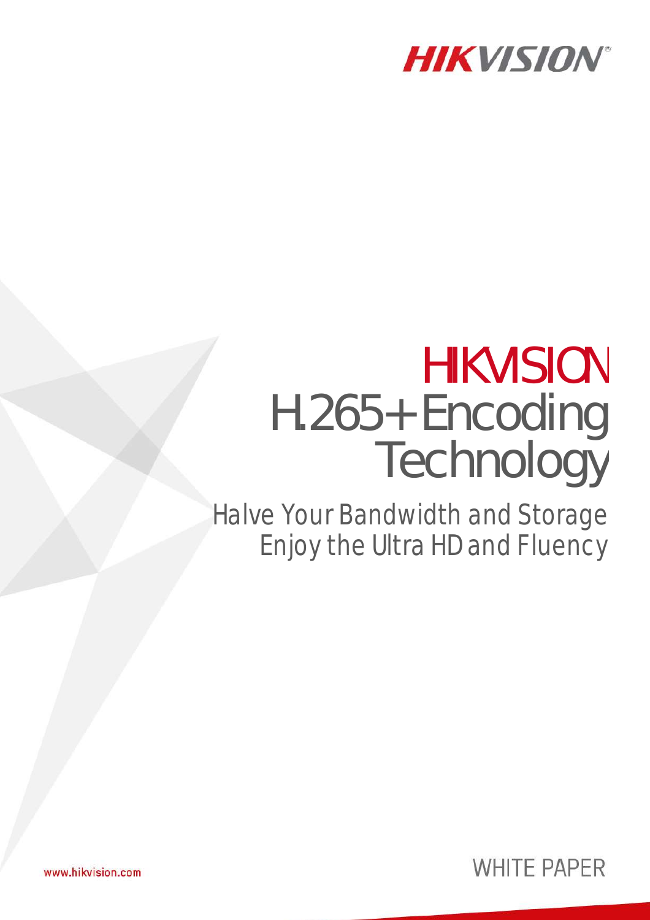HIKVISION

# HIKVISION H.265+ Encoding Technology

## Halve Your Bandwidth and Storage Enjoy the Ultra HD and Fluency

WHITE PAPER

www.hikvision.com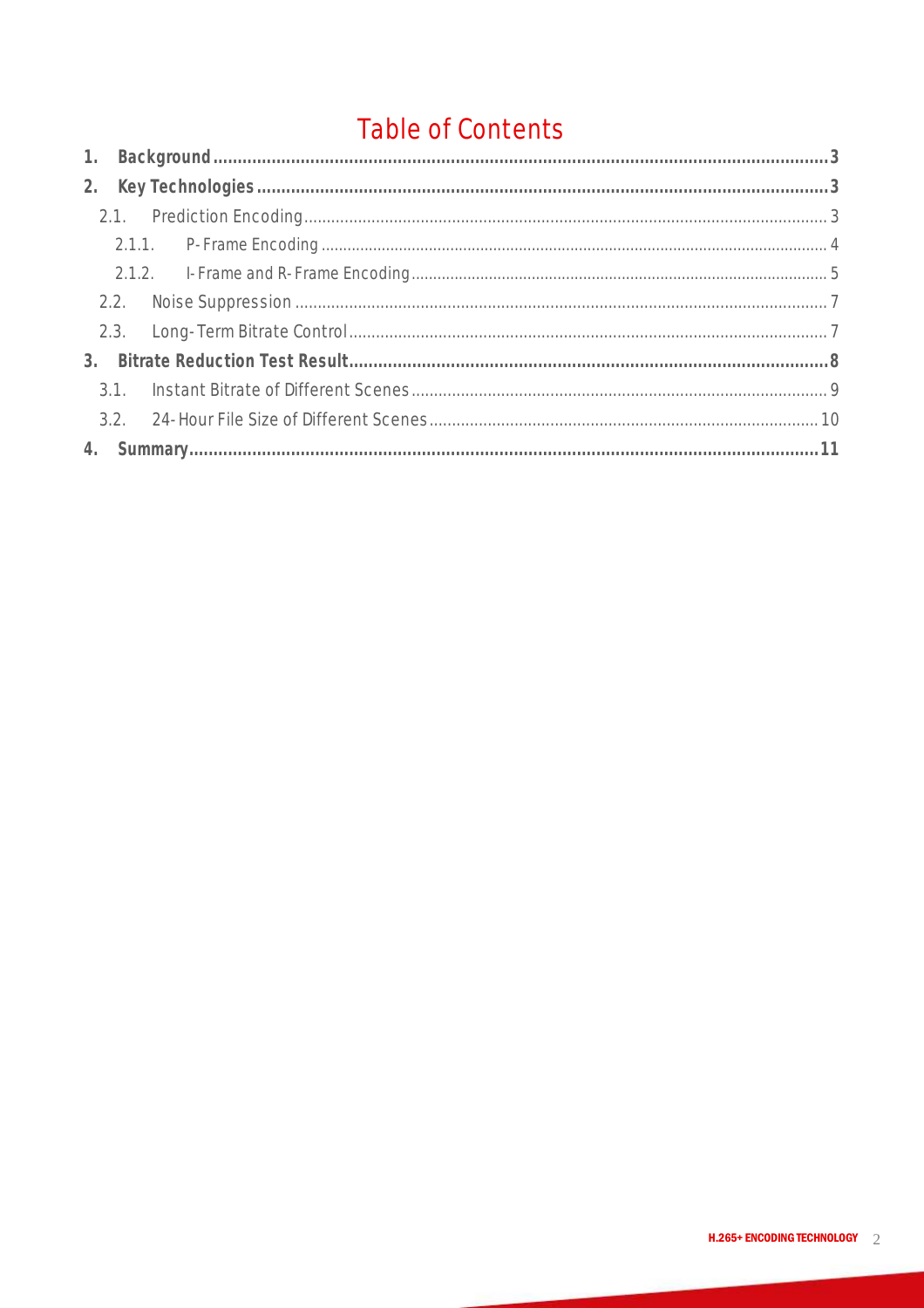# Table of Contents

1. Background ........ 3
2. Key Technologies ........ 3
   - 2.1. Prediction Encoding ........ 3
     - 2.1.1. P-Frame Encoding ........ 4
     - 2.1.2. I-Frame and R-Frame Encoding ........ 5
   - 2.2. Noise Suppression ........ 7
   - 2.3. Long-Term Bitrate Control ........ 7
3. Bitrate Reduction Test Result ........ 8
   - 3.1. Instant Bitrate of Different Scenes ........ 9
   - 3.2. 24-Hour File Size of Different Scenes ........ 10
4. Summary ........ 11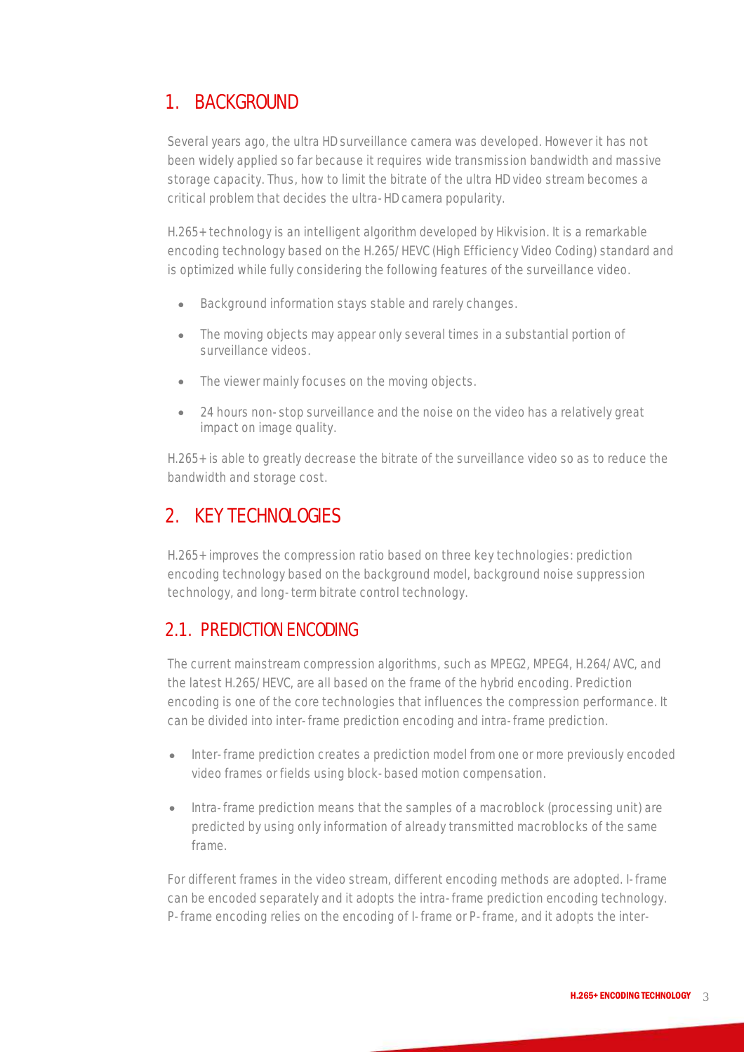## 1. BACKGROUND

Several years ago, the ultra HD surveillance camera was developed. However it has not been widely applied so far because it requires wide transmission bandwidth and massive storage capacity. Thus, how to limit the bitrate of the ultra HD video stream becomes a critical problem that decides the ultra-HD camera popularity.

H.265+ technology is an intelligent algorithm developed by Hikvision. It is a remarkable encoding technology based on the H.265/HEVC (High Efficiency Video Coding) standard and is optimized while fully considering the following features of the surveillance video.

- Background information stays stable and rarely changes.
- The moving objects may appear only several times in a substantial portion of surveillance videos.
- The viewer mainly focuses on the moving objects.
- 24 hours non-stop surveillance and the noise on the video has a relatively great impact on image quality.

H.265+ is able to greatly decrease the bitrate of the surveillance video so as to reduce the bandwidth and storage cost.

## 2. KEY TECHNOLOGIES

H.265+ improves the compression ratio based on three key technologies: prediction encoding technology based on the background model, background noise suppression technology, and long-term bitrate control technology.

### 2.1. PREDICTION ENCODING

The current mainstream compression algorithms, such as MPEG2, MPEG4, H.264/AVC, and the latest H.265/HEVC, are all based on the frame of the hybrid encoding. Prediction encoding is one of the core technologies that influences the compression performance. It can be divided into inter-frame prediction encoding and intra-frame prediction.

- Inter-frame prediction creates a prediction model from one or more previously encoded video frames or fields using block-based motion compensation.
- Intra-frame prediction means that the samples of a macroblock (processing unit) are predicted by using only information of already transmitted macroblocks of the same frame.

For different frames in the video stream, different encoding methods are adopted. I-frame can be encoded separately and it adopts the intra-frame prediction encoding technology. P-frame encoding relies on the encoding of I-frame or P-frame, and it adopts the inter-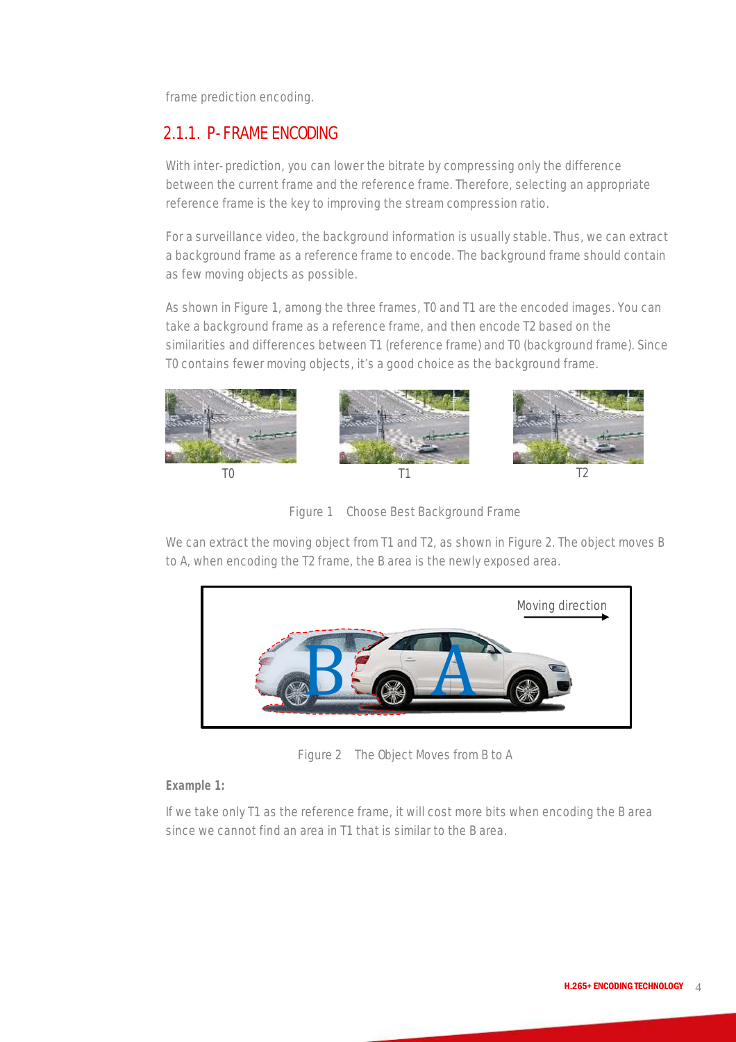frame prediction encoding.

### 2.1.1. P-FRAME ENCODING

With inter-prediction, you can lower the bitrate by compressing only the difference between the current frame and the reference frame. Therefore, selecting an appropriate reference frame is the key to improving the stream compression ratio.

For a surveillance video, the background information is usually stable. Thus, we can extract a background frame as a reference frame to encode. The background frame should contain as few moving objects as possible.

As shown in Figure 1, among the three frames, T0 and T1 are the encoded images. You can take a background frame as a reference frame, and then encode T2 based on the similarities and differences between T1 (reference frame) and T0 (background frame). Since T0 contains fewer moving objects, it's a good choice as the background frame.

T0 T1 T2

Figure 1 Choose Best Background Frame

We can extract the moving object from T1 and T2, as shown in Figure 2. The object moves B to A, when encoding the T2 frame, the B area is the newly exposed area.

Moving direction

B A

Figure 2 The Object Moves from B to A

**Example 1:**

If we take only T1 as the reference frame, it will cost more bits when encoding the B area since we cannot find an area in T1 that is similar to the B area.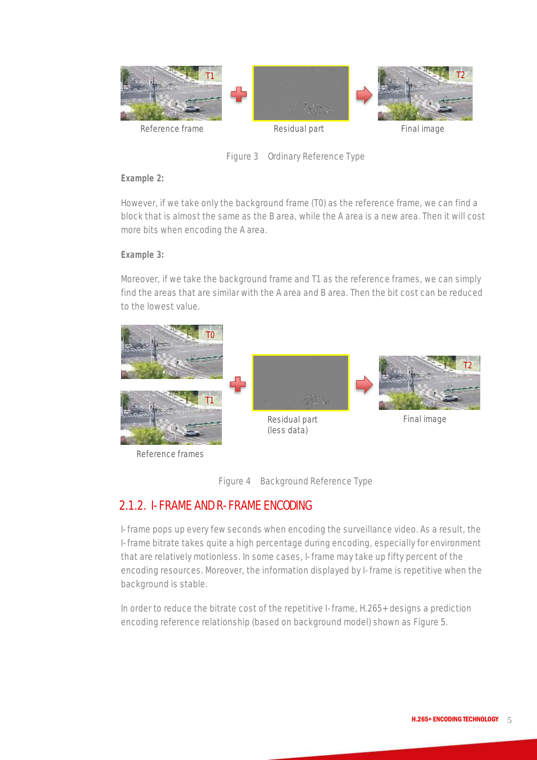Reference frame

Residual part

Final image

Figure 3 Ordinary Reference Type

**Example 2:**

However, if we take only the background frame (T0) as the reference frame, we can find a block that is almost the same as the B area, while the A area is a new area. Then it will cost more bits when encoding the A area.

**Example 3:**

Moreover, if we take the background frame and T1 as the reference frames, we can simply find the areas that are similar with the A area and B area. Then the bit cost can be reduced to the lowest value.

Reference frames

Residual part (less data)

Final image

Figure 4 Background Reference Type

## 2.1.2. I-FRAME AND R-FRAME ENCODING

I-frame pops up every few seconds when encoding the surveillance video. As a result, the I-frame bitrate takes quite a high percentage during encoding, especially for environment that are relatively motionless. In some cases, I-frame may take up fifty percent of the encoding resources. Moreover, the information displayed by I-frame is repetitive when the background is stable.

In order to reduce the bitrate cost of the repetitive I-frame, H.265+ designs a prediction encoding reference relationship (based on background model) shown as Figure 5.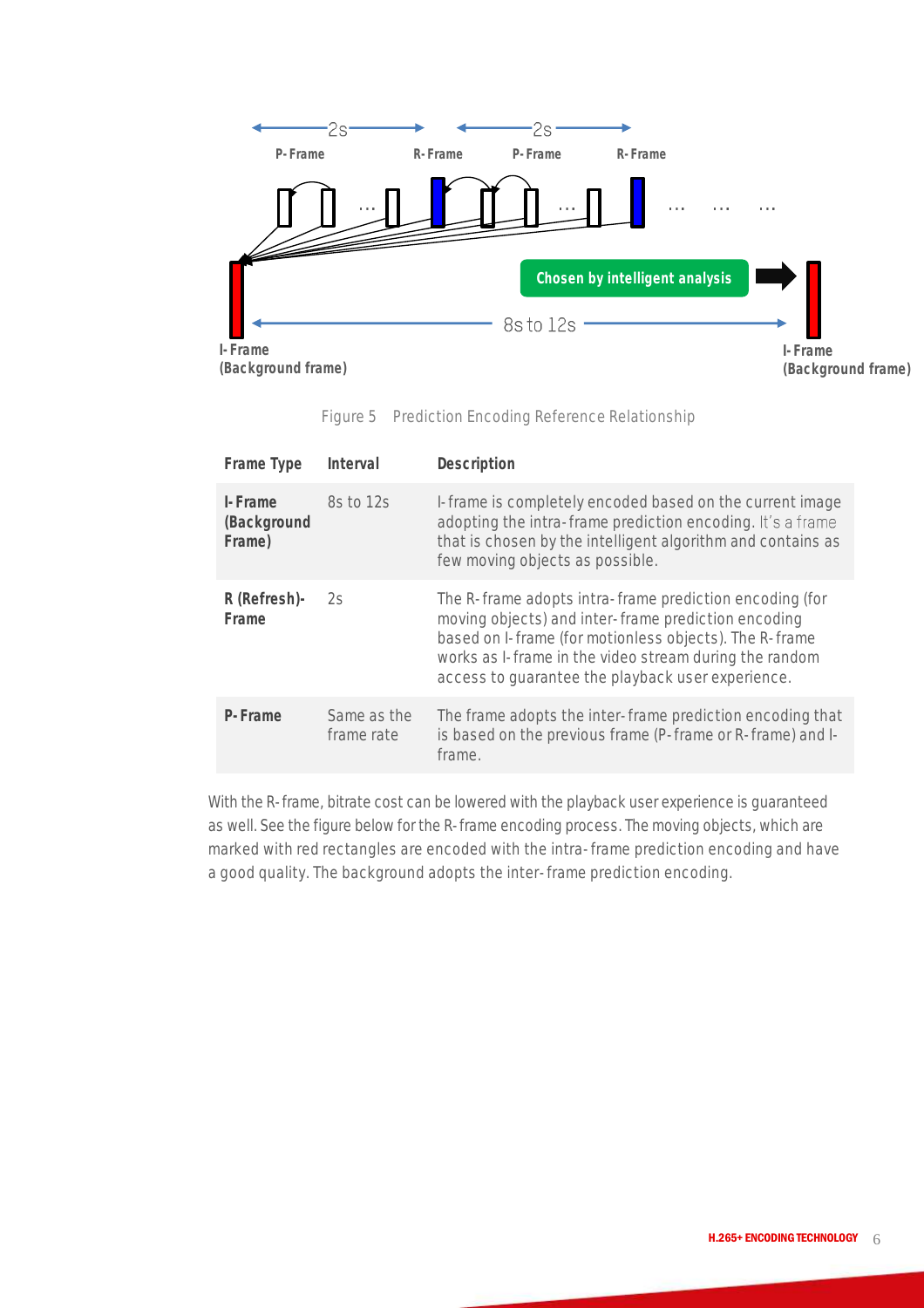Figure 5 Prediction Encoding Reference Relationship

| Frame Type | Interval | Description |
|---|---|---|
| **I-Frame (Background Frame)** | 8s to 12s | I-frame is completely encoded based on the current image adopting the intra-frame prediction encoding. It's a frame that is chosen by the intelligent algorithm and contains as few moving objects as possible. |
| **R (Refresh)-Frame** | 2s | The R-frame adopts intra-frame prediction encoding (for moving objects) and inter-frame prediction encoding based on I-frame (for motionless objects). The R-frame works as I-frame in the video stream during the random access to guarantee the playback user experience. |
| **P-Frame** | Same as the frame rate | The frame adopts the inter-frame prediction encoding that is based on the previous frame (P-frame or R-frame) and I-frame. |

With the R-frame, bitrate cost can be lowered with the playback user experience is guaranteed as well. See the figure below for the R-frame encoding process. The moving objects, which are marked with red rectangles are encoded with the intra-frame prediction encoding and have a good quality. The background adopts the inter-frame prediction encoding.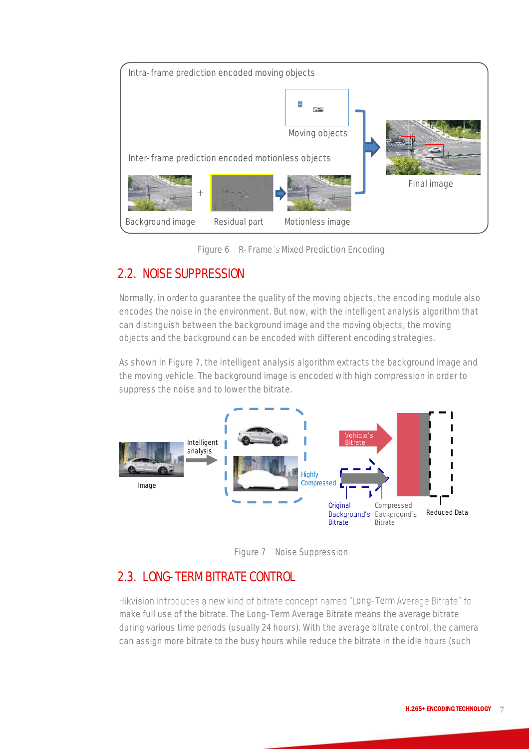Figure 6 R-Frame's Mixed Prediction Encoding

## 2.2. NOISE SUPPRESSION

Normally, in order to guarantee the quality of the moving objects, the encoding module also encodes the noise in the environment. But now, with the intelligent analysis algorithm that can distinguish between the background image and the moving objects, the moving objects and the background can be encoded with different encoding strategies.

As shown in Figure 7, the intelligent analysis algorithm extracts the background image and the moving vehicle. The background image is encoded with high compression in order to suppress the noise and to lower the bitrate.

Figure 7 Noise Suppression

## 2.3. LONG-TERM BITRATE CONTROL

Hikvision introduces a new kind of bitrate concept named "Long-Term Average Bitrate" to make full use of the bitrate. The Long-Term Average Bitrate means the average bitrate during various time periods (usually 24 hours). With the average bitrate control, the camera can assign more bitrate to the busy hours while reduce the bitrate in the idle hours (such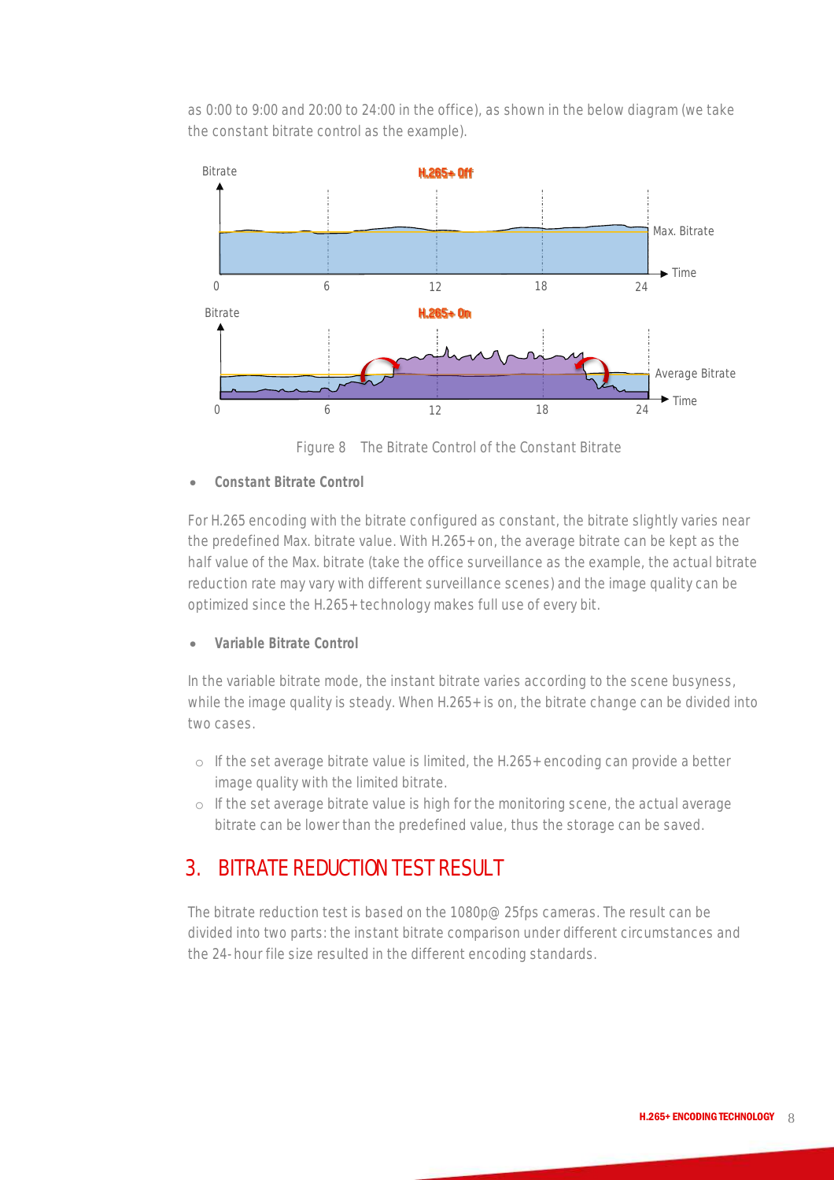as 0:00 to 9:00 and 20:00 to 24:00 in the office), as shown in the below diagram (we take the constant bitrate control as the example).

Figure 8 The Bitrate Control of the Constant Bitrate

- **Constant Bitrate Control**

For H.265 encoding with the bitrate configured as constant, the bitrate slightly varies near the predefined Max. bitrate value. With H.265+ on, the average bitrate can be kept as the half value of the Max. bitrate (take the office surveillance as the example, the actual bitrate reduction rate may vary with different surveillance scenes) and the image quality can be optimized since the H.265+ technology makes full use of every bit.

- **Variable Bitrate Control**

In the variable bitrate mode, the instant bitrate varies according to the scene busyness, while the image quality is steady. When H.265+ is on, the bitrate change can be divided into two cases.

  - If the set average bitrate value is limited, the H.265+ encoding can provide a better image quality with the limited bitrate.
  - If the set average bitrate value is high for the monitoring scene, the actual average bitrate can be lower than the predefined value, thus the storage can be saved.

## 3. BITRATE REDUCTION TEST RESULT

The bitrate reduction test is based on the 1080p@ 25fps cameras. The result can be divided into two parts: the instant bitrate comparison under different circumstances and the 24-hour file size resulted in the different encoding standards.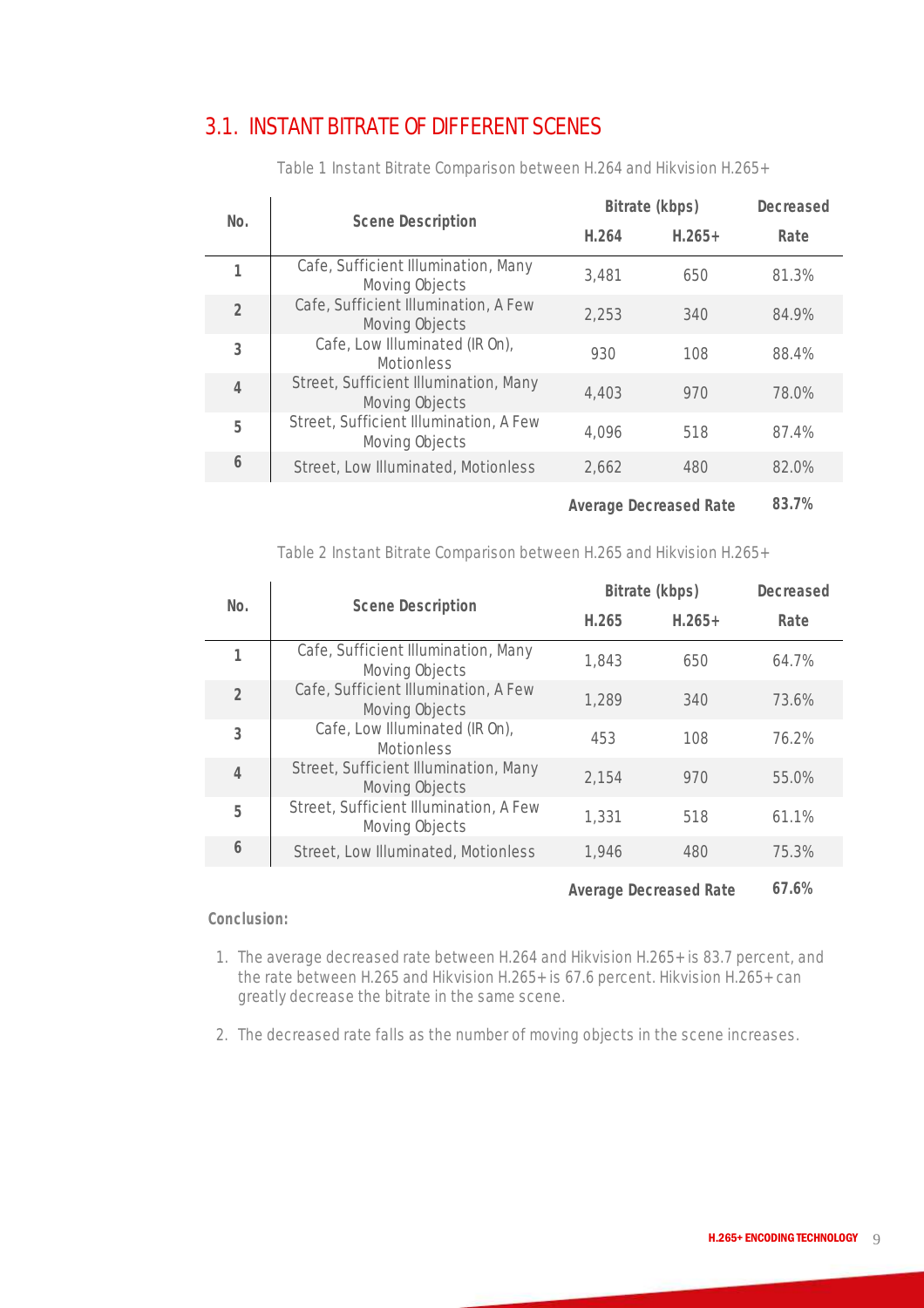## 3.1. INSTANT BITRATE OF DIFFERENT SCENES

Table 1 Instant Bitrate Comparison between H.264 and Hikvision H.265+

| No. | Scene Description | Bitrate (kbps) | | Decreased Rate |
|---|---|---|---|---|
| | | H.264 | H.265+ | |
| 1 | Cafe, Sufficient Illumination, Many Moving Objects | 3,481 | 650 | 81.3% |
| 2 | Cafe, Sufficient Illumination, A Few Moving Objects | 2,253 | 340 | 84.9% |
| 3 | Cafe, Low Illuminated (IR On), Motionless | 930 | 108 | 88.4% |
| 4 | Street, Sufficient Illumination, Many Moving Objects | 4,403 | 970 | 78.0% |
| 5 | Street, Sufficient Illumination, A Few Moving Objects | 4,096 | 518 | 87.4% |
| 6 | Street, Low Illuminated, Motionless | 2,662 | 480 | 82.0% |
| | | **Average Decreased Rate** | | **83.7%** |

Table 2 Instant Bitrate Comparison between H.265 and Hikvision H.265+

| No. | Scene Description | Bitrate (kbps) | | Decreased Rate |
|---|---|---|---|---|
| | | H.265 | H.265+ | |
| 1 | Cafe, Sufficient Illumination, Many Moving Objects | 1,843 | 650 | 64.7% |
| 2 | Cafe, Sufficient Illumination, A Few Moving Objects | 1,289 | 340 | 73.6% |
| 3 | Cafe, Low Illuminated (IR On), Motionless | 453 | 108 | 76.2% |
| 4 | Street, Sufficient Illumination, Many Moving Objects | 2,154 | 970 | 55.0% |
| 5 | Street, Sufficient Illumination, A Few Moving Objects | 1,331 | 518 | 61.1% |
| 6 | Street, Low Illuminated, Motionless | 1,946 | 480 | 75.3% |
| | | **Average Decreased Rate** | | **67.6%** |

**Conclusion:**

1. The average decreased rate between H.264 and Hikvision H.265+ is 83.7 percent, and the rate between H.265 and Hikvision H.265+ is 67.6 percent. Hikvision H.265+ can greatly decrease the bitrate in the same scene.
2. The decreased rate falls as the number of moving objects in the scene increases.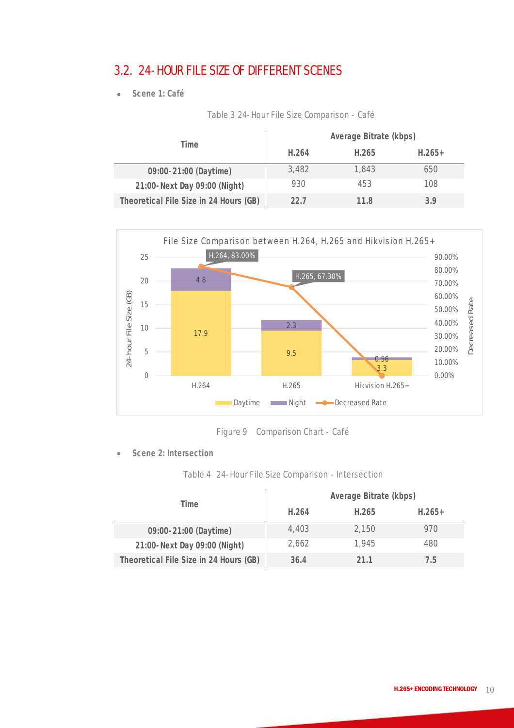## 3.2. 24-HOUR FILE SIZE OF DIFFERENT SCENES

- **Scene 1: Café**

Table 3 24-Hour File Size Comparison - Café

| Time | Average Bitrate (kbps) | | |
|---|---|---|---|
| | H.264 | H.265 | H.265+ |
| 09:00-21:00 (Daytime) | 3,482 | 1,843 | 650 |
| 21:00-Next Day 09:00 (Night) | 930 | 453 | 108 |
| Theoretical File Size in 24 Hours (GB) | 22.7 | 11.8 | 3.9 |

Figure 9 Comparison Chart - Café

- **Scene 2: Intersection**

Table 4 24-Hour File Size Comparison - Intersection

| Time | Average Bitrate (kbps) | | |
|---|---|---|---|
| | H.264 | H.265 | H.265+ |
| 09:00-21:00 (Daytime) | 4,403 | 2,150 | 970 |
| 21:00-Next Day 09:00 (Night) | 2,662 | 1,945 | 480 |
| Theoretical File Size in 24 Hours (GB) | 36.4 | 21.1 | 7.5 |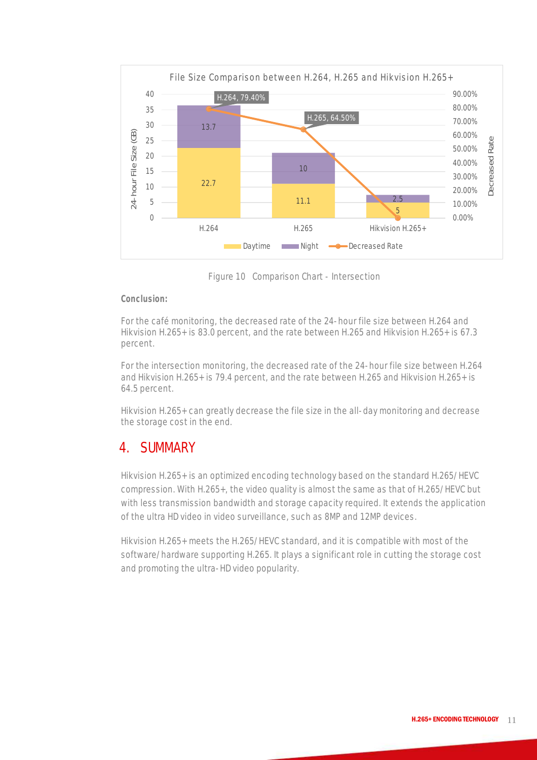Figure 10 Comparison Chart - Intersection

**Conclusion:**

For the café monitoring, the decreased rate of the 24-hour file size between H.264 and Hikvision H.265+ is 83.0 percent, and the rate between H.265 and Hikvision H.265+ is 67.3 percent.

For the intersection monitoring, the decreased rate of the 24-hour file size between H.264 and Hikvision H.265+ is 79.4 percent, and the rate between H.265 and Hikvision H.265+ is 64.5 percent.

Hikvision H.265+ can greatly decrease the file size in the all-day monitoring and decrease the storage cost in the end.

# 4. SUMMARY

Hikvision H.265+ is an optimized encoding technology based on the standard H.265/HEVC compression. With H.265+, the video quality is almost the same as that of H.265/HEVC but with less transmission bandwidth and storage capacity required. It extends the application of the ultra HD video in video surveillance, such as 8MP and 12MP devices.

Hikvision H.265+ meets the H.265/HEVC standard, and it is compatible with most of the software/hardware supporting H.265. It plays a significant role in cutting the storage cost and promoting the ultra-HD video popularity.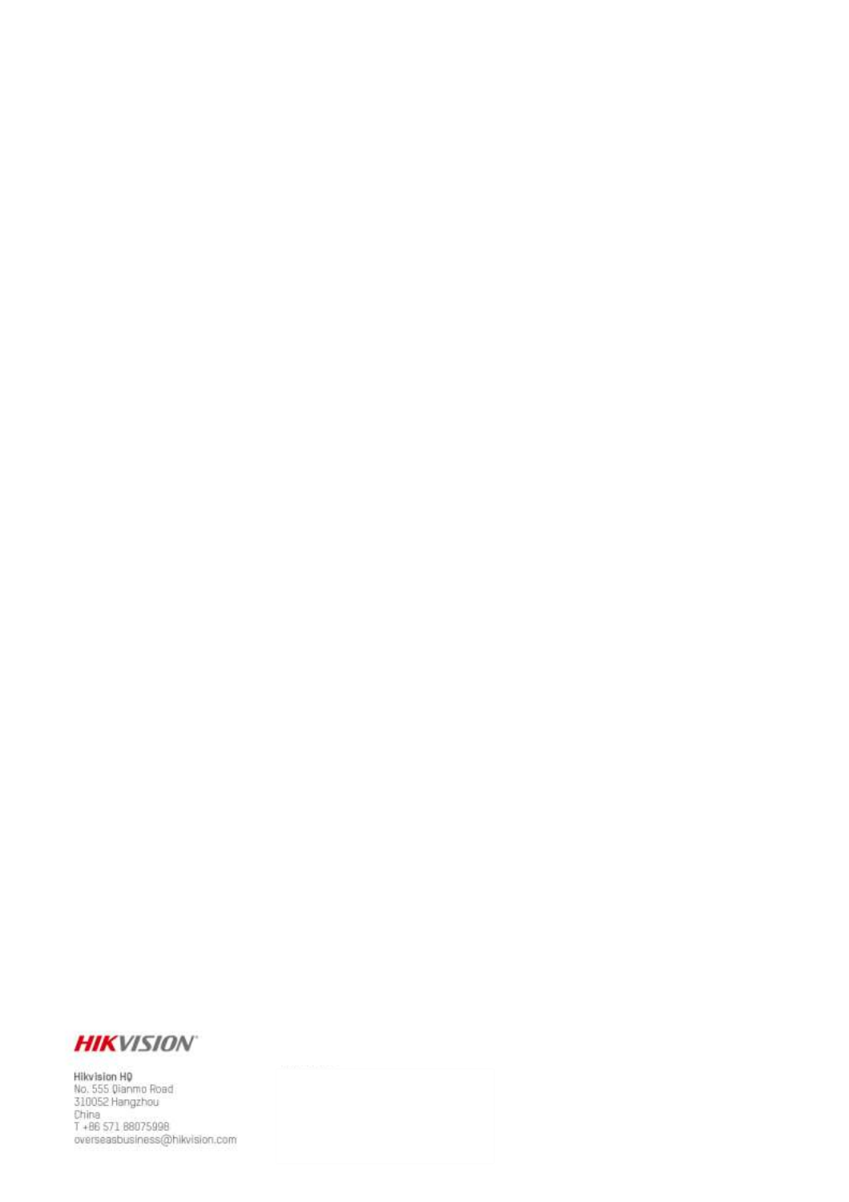**HIKVISION**

**Hikvision HQ**
No. 555 Qianmo Road
310052 Hangzhou
China
T +86 571 88075998
overseasbusiness@hikvision.com